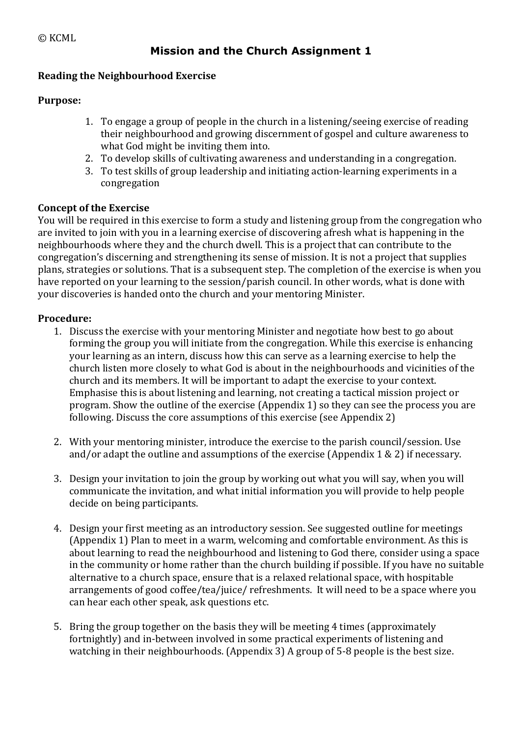© KCML

# Mission and the Church Assignment 1

**Reading the Neighbourhood Exercise**

**Purpose:**

1. To engage a group of people in the church in a listening/seeing exercise of reading their neighbourhood and growing discernment of gospel and culture awareness to what God might be inviting them into.
2. To develop skills of cultivating awareness and understanding in a congregation.
3. To test skills of group leadership and initiating action-learning experiments in a congregation

**Concept of the Exercise**

You will be required in this exercise to form a study and listening group from the congregation who are invited to join with you in a learning exercise of discovering afresh what is happening in the neighbourhoods where they and the church dwell. This is a project that can contribute to the congregation's discerning and strengthening its sense of mission. It is not a project that supplies plans, strategies or solutions. That is a subsequent step. The completion of the exercise is when you have reported on your learning to the session/parish council. In other words, what is done with your discoveries is handed onto the church and your mentoring Minister.

**Procedure:**

1. Discuss the exercise with your mentoring Minister and negotiate how best to go about forming the group you will initiate from the congregation. While this exercise is enhancing your learning as an intern, discuss how this can serve as a learning exercise to help the church listen more closely to what God is about in the neighbourhoods and vicinities of the church and its members. It will be important to adapt the exercise to your context. Emphasise this is about listening and learning, not creating a tactical mission project or program. Show the outline of the exercise (Appendix 1) so they can see the process you are following. Discuss the core assumptions of this exercise (see Appendix 2)

2. With your mentoring minister, introduce the exercise to the parish council/session. Use and/or adapt the outline and assumptions of the exercise (Appendix 1 & 2) if necessary.

3. Design your invitation to join the group by working out what you will say, when you will communicate the invitation, and what initial information you will provide to help people decide on being participants.

4. Design your first meeting as an introductory session. See suggested outline for meetings (Appendix 1) Plan to meet in a warm, welcoming and comfortable environment. As this is about learning to read the neighbourhood and listening to God there, consider using a space in the community or home rather than the church building if possible. If you have no suitable alternative to a church space, ensure that is a relaxed relational space, with hospitable arrangements of good coffee/tea/juice/ refreshments. It will need to be a space where you can hear each other speak, ask questions etc.

5. Bring the group together on the basis they will be meeting 4 times (approximately fortnightly) and in-between involved in some practical experiments of listening and watching in their neighbourhoods. (Appendix 3) A group of 5-8 people is the best size.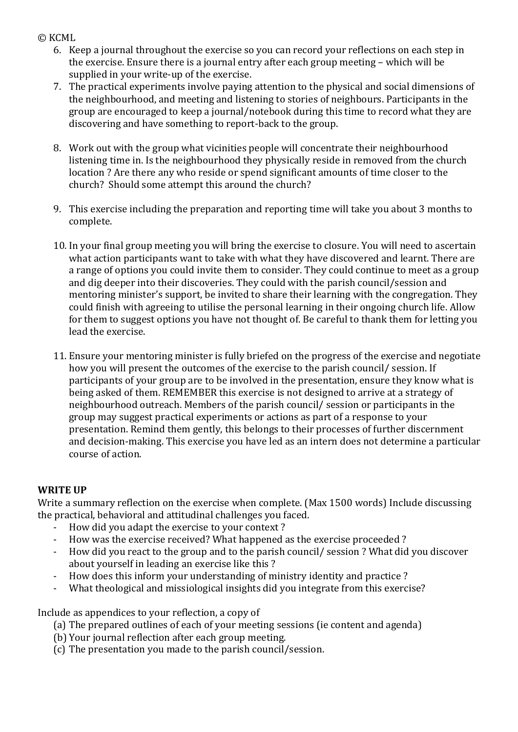© KCML

6. Keep a journal throughout the exercise so you can record your reflections on each step in the exercise. Ensure there is a journal entry after each group meeting – which will be supplied in your write-up of the exercise.
7. The practical experiments involve paying attention to the physical and social dimensions of the neighbourhood, and meeting and listening to stories of neighbours. Participants in the group are encouraged to keep a journal/notebook during this time to record what they are discovering and have something to report-back to the group.
8. Work out with the group what vicinities people will concentrate their neighbourhood listening time in. Is the neighbourhood they physically reside in removed from the church location ? Are there any who reside or spend significant amounts of time closer to the church? Should some attempt this around the church?
9. This exercise including the preparation and reporting time will take you about 3 months to complete.
10. In your final group meeting you will bring the exercise to closure. You will need to ascertain what action participants want to take with what they have discovered and learnt. There are a range of options you could invite them to consider. They could continue to meet as a group and dig deeper into their discoveries. They could with the parish council/session and mentoring minister's support, be invited to share their learning with the congregation. They could finish with agreeing to utilise the personal learning in their ongoing church life. Allow for them to suggest options you have not thought of. Be careful to thank them for letting you lead the exercise.
11. Ensure your mentoring minister is fully briefed on the progress of the exercise and negotiate how you will present the outcomes of the exercise to the parish council/ session. If participants of your group are to be involved in the presentation, ensure they know what is being asked of them. REMEMBER this exercise is not designed to arrive at a strategy of neighbourhood outreach. Members of the parish council/ session or participants in the group may suggest practical experiments or actions as part of a response to your presentation. Remind them gently, this belongs to their processes of further discernment and decision-making. This exercise you have led as an intern does not determine a particular course of action.

**WRITE UP**

Write a summary reflection on the exercise when complete. (Max 1500 words) Include discussing the practical, behavioral and attitudinal challenges you faced.

- How did you adapt the exercise to your context ?
- How was the exercise received? What happened as the exercise proceeded ?
- How did you react to the group and to the parish council/ session ? What did you discover about yourself in leading an exercise like this ?
- How does this inform your understanding of ministry identity and practice ?
- What theological and missiological insights did you integrate from this exercise?

Include as appendices to your reflection, a copy of

(a) The prepared outlines of each of your meeting sessions (ie content and agenda)
(b) Your journal reflection after each group meeting.
(c) The presentation you made to the parish council/session.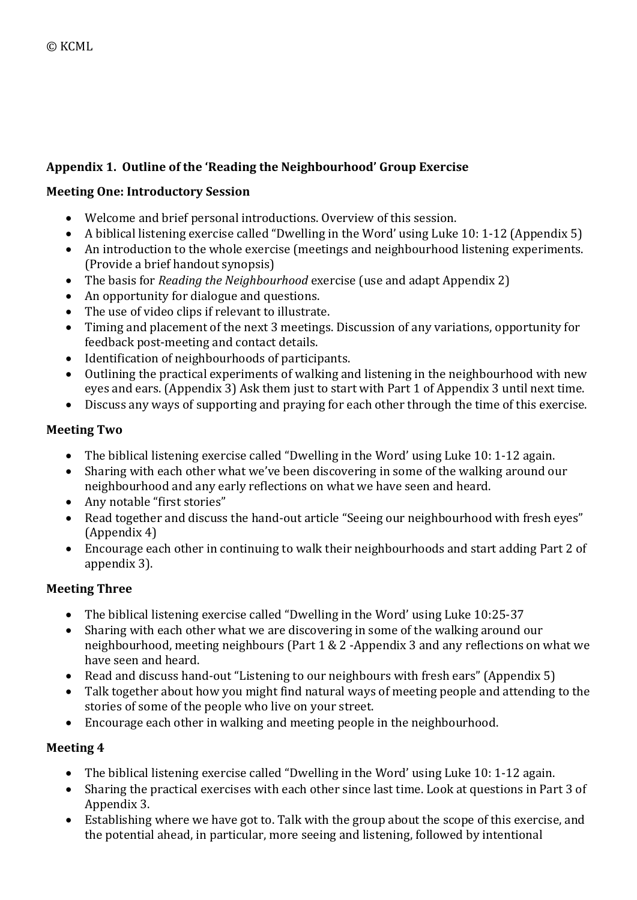© KCML

**Appendix 1. Outline of the 'Reading the Neighbourhood' Group Exercise**

**Meeting One: Introductory Session**

- Welcome and brief personal introductions. Overview of this session.
- A biblical listening exercise called "Dwelling in the Word' using Luke 10: 1-12 (Appendix 5)
- An introduction to the whole exercise (meetings and neighbourhood listening experiments. (Provide a brief handout synopsis)
- The basis for *Reading the Neighbourhood* exercise (use and adapt Appendix 2)
- An opportunity for dialogue and questions.
- The use of video clips if relevant to illustrate.
- Timing and placement of the next 3 meetings. Discussion of any variations, opportunity for feedback post-meeting and contact details.
- Identification of neighbourhoods of participants.
- Outlining the practical experiments of walking and listening in the neighbourhood with new eyes and ears. (Appendix 3) Ask them just to start with Part 1 of Appendix 3 until next time.
- Discuss any ways of supporting and praying for each other through the time of this exercise.

**Meeting Two**

- The biblical listening exercise called "Dwelling in the Word' using Luke 10: 1-12 again.
- Sharing with each other what we've been discovering in some of the walking around our neighbourhood and any early reflections on what we have seen and heard.
- Any notable "first stories"
- Read together and discuss the hand-out article "Seeing our neighbourhood with fresh eyes" (Appendix 4)
- Encourage each other in continuing to walk their neighbourhoods and start adding Part 2 of appendix 3).

**Meeting Three**

- The biblical listening exercise called "Dwelling in the Word' using Luke 10:25-37
- Sharing with each other what we are discovering in some of the walking around our neighbourhood, meeting neighbours (Part 1 & 2 -Appendix 3 and any reflections on what we have seen and heard.
- Read and discuss hand-out "Listening to our neighbours with fresh ears" (Appendix 5)
- Talk together about how you might find natural ways of meeting people and attending to the stories of some of the people who live on your street.
- Encourage each other in walking and meeting people in the neighbourhood.

**Meeting 4**

- The biblical listening exercise called "Dwelling in the Word' using Luke 10: 1-12 again.
- Sharing the practical exercises with each other since last time. Look at questions in Part 3 of Appendix 3.
- Establishing where we have got to. Talk with the group about the scope of this exercise, and the potential ahead, in particular, more seeing and listening, followed by intentional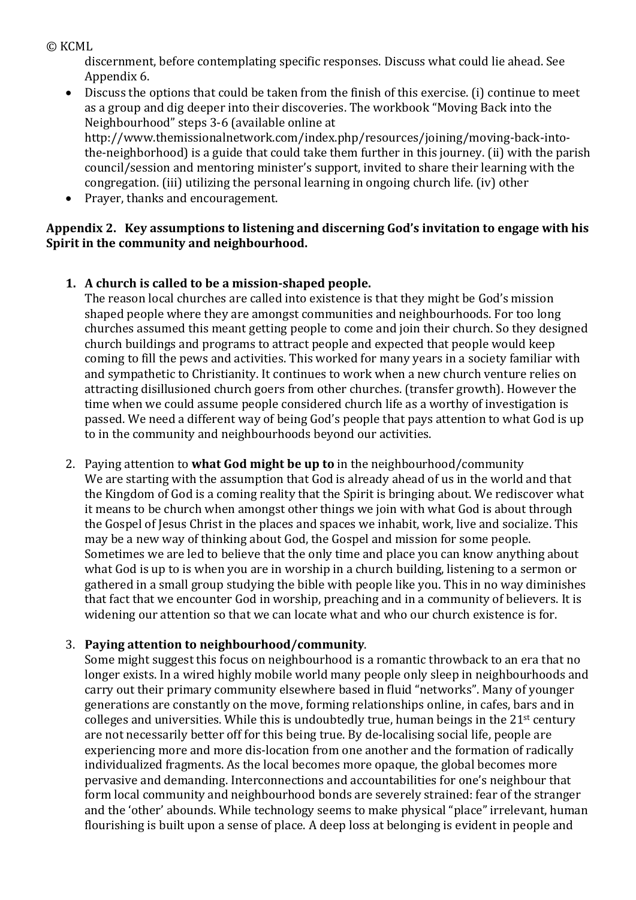discernment, before contemplating specific responses. Discuss what could lie ahead. See Appendix 6.

- Discuss the options that could be taken from the finish of this exercise. (i) continue to meet as a group and dig deeper into their discoveries. The workbook "Moving Back into the Neighbourhood" steps 3-6 (available online at http://www.themissionalnetwork.com/index.php/resources/joining/moving-back-into-the-neighborhood) is a guide that could take them further in this journey. (ii) with the parish council/session and mentoring minister's support, invited to share their learning with the congregation. (iii) utilizing the personal learning in ongoing church life. (iv) other
- Prayer, thanks and encouragement.

**Appendix 2. Key assumptions to listening and discerning God's invitation to engage with his Spirit in the community and neighbourhood.**

1. **A church is called to be a mission-shaped people.**
   The reason local churches are called into existence is that they might be God's mission shaped people where they are amongst communities and neighbourhoods. For too long churches assumed this meant getting people to come and join their church. So they designed church buildings and programs to attract people and expected that people would keep coming to fill the pews and activities. This worked for many years in a society familiar with and sympathetic to Christianity. It continues to work when a new church venture relies on attracting disillusioned church goers from other churches. (transfer growth). However the time when we could assume people considered church life as a worthy of investigation is passed. We need a different way of being God's people that pays attention to what God is up to in the community and neighbourhoods beyond our activities.

2. Paying attention to **what God might be up to** in the neighbourhood/community
   We are starting with the assumption that God is already ahead of us in the world and that the Kingdom of God is a coming reality that the Spirit is bringing about. We rediscover what it means to be church when amongst other things we join with what God is about through the Gospel of Jesus Christ in the places and spaces we inhabit, work, live and socialize. This may be a new way of thinking about God, the Gospel and mission for some people. Sometimes we are led to believe that the only time and place you can know anything about what God is up to is when you are in worship in a church building, listening to a sermon or gathered in a small group studying the bible with people like you. This in no way diminishes that fact that we encounter God in worship, preaching and in a community of believers. It is widening our attention so that we can locate what and who our church existence is for.

3. **Paying attention to neighbourhood/community**.
   Some might suggest this focus on neighbourhood is a romantic throwback to an era that no longer exists. In a wired highly mobile world many people only sleep in neighbourhoods and carry out their primary community elsewhere based in fluid "networks". Many of younger generations are constantly on the move, forming relationships online, in cafes, bars and in colleges and universities. While this is undoubtedly true, human beings in the 21st century are not necessarily better off for this being true. By de-localising social life, people are experiencing more and more dis-location from one another and the formation of radically individualized fragments. As the local becomes more opaque, the global becomes more pervasive and demanding. Interconnections and accountabilities for one's neighbour that form local community and neighbourhood bonds are severely strained: fear of the stranger and the 'other' abounds. While technology seems to make physical "place" irrelevant, human flourishing is built upon a sense of place. A deep loss at belonging is evident in people and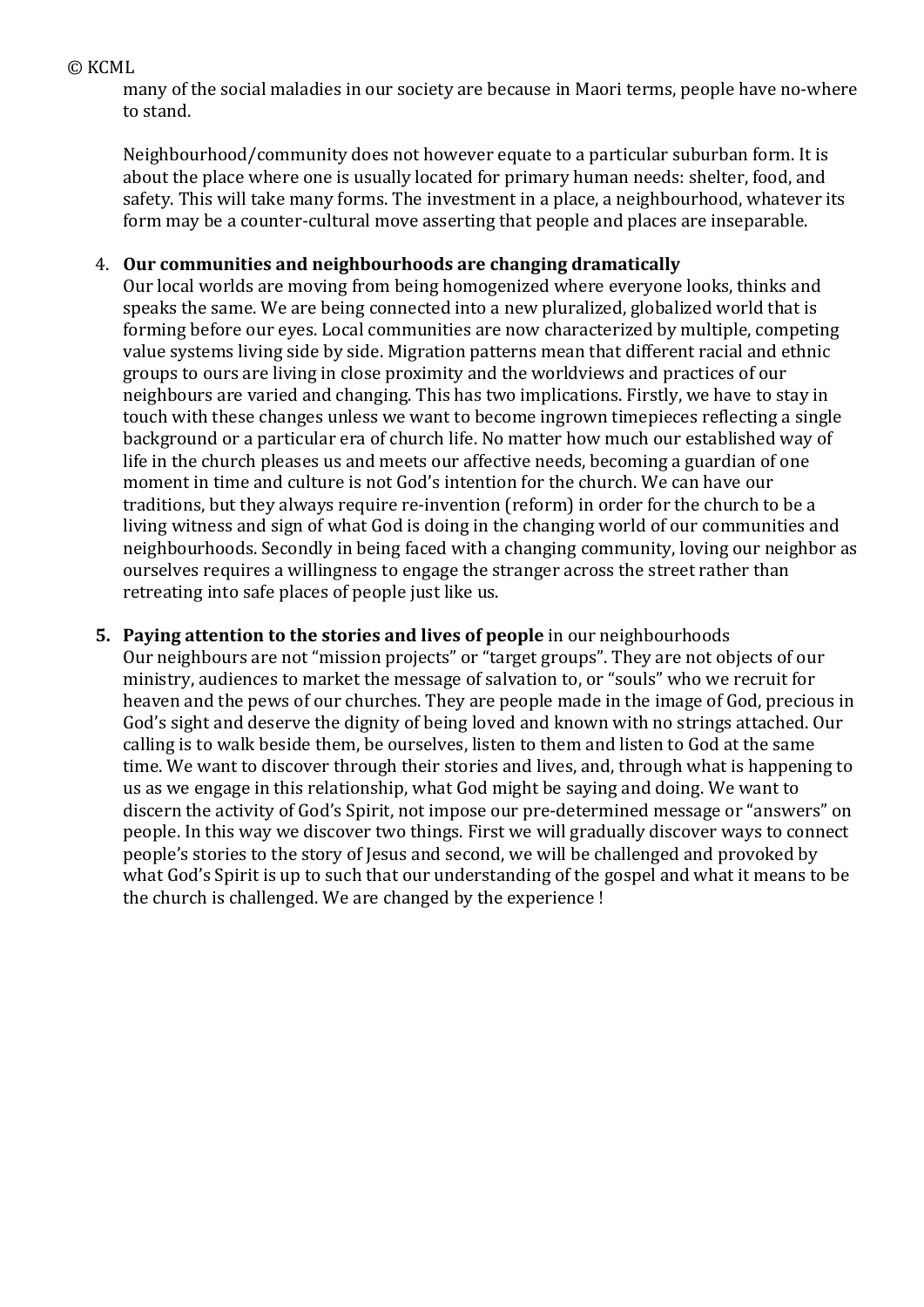many of the social maladies in our society are because in Maori terms, people have no-where to stand.

Neighbourhood/community does not however equate to a particular suburban form. It is about the place where one is usually located for primary human needs: shelter, food, and safety. This will take many forms. The investment in a place, a neighbourhood, whatever its form may be a counter-cultural move asserting that people and places are inseparable.

4. **Our communities and neighbourhoods are changing dramatically**
   Our local worlds are moving from being homogenized where everyone looks, thinks and speaks the same. We are being connected into a new pluralized, globalized world that is forming before our eyes. Local communities are now characterized by multiple, competing value systems living side by side. Migration patterns mean that different racial and ethnic groups to ours are living in close proximity and the worldviews and practices of our neighbours are varied and changing. This has two implications. Firstly, we have to stay in touch with these changes unless we want to become ingrown timepieces reflecting a single background or a particular era of church life. No matter how much our established way of life in the church pleases us and meets our affective needs, becoming a guardian of one moment in time and culture is not God's intention for the church. We can have our traditions, but they always require re-invention (reform) in order for the church to be a living witness and sign of what God is doing in the changing world of our communities and neighbourhoods. Secondly in being faced with a changing community, loving our neighbor as ourselves requires a willingness to engage the stranger across the street rather than retreating into safe places of people just like us.

5. **Paying attention to the stories and lives of people** in our neighbourhoods
   Our neighbours are not "mission projects" or "target groups". They are not objects of our ministry, audiences to market the message of salvation to, or "souls" who we recruit for heaven and the pews of our churches. They are people made in the image of God, precious in God's sight and deserve the dignity of being loved and known with no strings attached. Our calling is to walk beside them, be ourselves, listen to them and listen to God at the same time. We want to discover through their stories and lives, and, through what is happening to us as we engage in this relationship, what God might be saying and doing. We want to discern the activity of God's Spirit, not impose our pre-determined message or "answers" on people. In this way we discover two things. First we will gradually discover ways to connect people's stories to the story of Jesus and second, we will be challenged and provoked by what God's Spirit is up to such that our understanding of the gospel and what it means to be the church is challenged. We are changed by the experience !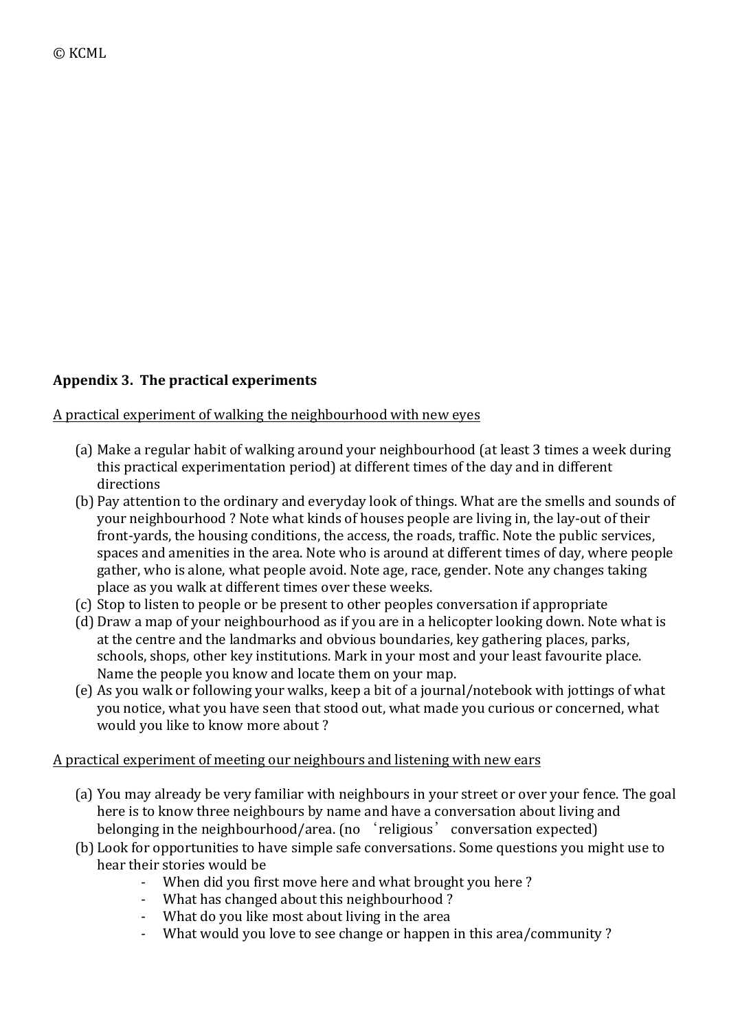© KCML

**Appendix 3. The practical experiments**

A practical experiment of walking the neighbourhood with new eyes

(a) Make a regular habit of walking around your neighbourhood (at least 3 times a week during this practical experimentation period) at different times of the day and in different directions
(b) Pay attention to the ordinary and everyday look of things. What are the smells and sounds of your neighbourhood ? Note what kinds of houses people are living in, the lay-out of their front-yards, the housing conditions, the access, the roads, traffic. Note the public services, spaces and amenities in the area. Note who is around at different times of day, where people gather, who is alone, what people avoid. Note age, race, gender. Note any changes taking place as you walk at different times over these weeks.
(c) Stop to listen to people or be present to other peoples conversation if appropriate
(d) Draw a map of your neighbourhood as if you are in a helicopter looking down. Note what is at the centre and the landmarks and obvious boundaries, key gathering places, parks, schools, shops, other key institutions. Mark in your most and your least favourite place. Name the people you know and locate them on your map.
(e) As you walk or following your walks, keep a bit of a journal/notebook with jottings of what you notice, what you have seen that stood out, what made you curious or concerned, what would you like to know more about ?

A practical experiment of meeting our neighbours and listening with new ears

(a) You may already be very familiar with neighbours in your street or over your fence. The goal here is to know three neighbours by name and have a conversation about living and belonging in the neighbourhood/area. (no 'religious' conversation expected)
(b) Look for opportunities to have simple safe conversations. Some questions you might use to hear their stories would be
    - When did you first move here and what brought you here ?
    - What has changed about this neighbourhood ?
    - What do you like most about living in the area
    - What would you love to see change or happen in this area/community ?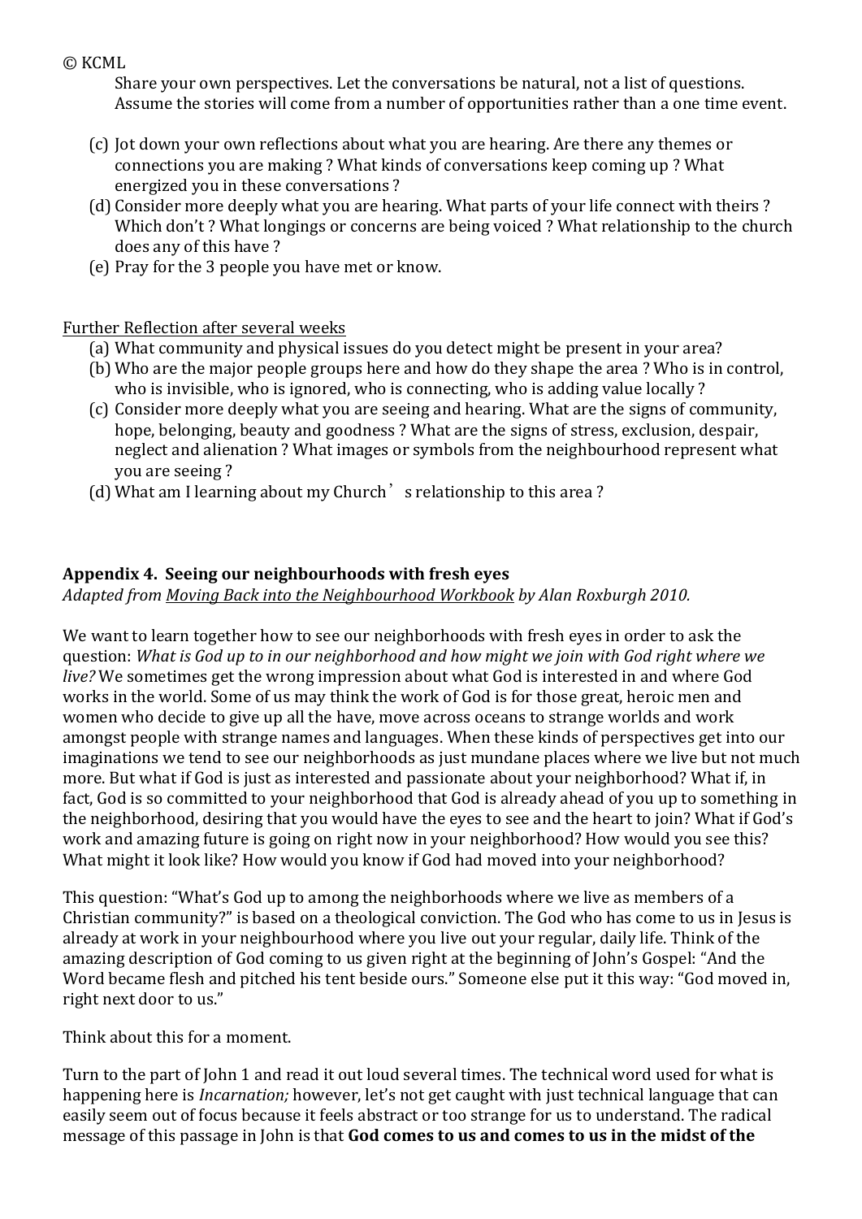© KCML

Share your own perspectives. Let the conversations be natural, not a list of questions. Assume the stories will come from a number of opportunities rather than a one time event.

(c) Jot down your own reflections about what you are hearing. Are there any themes or connections you are making ? What kinds of conversations keep coming up ? What energized you in these conversations ?
(d) Consider more deeply what you are hearing. What parts of your life connect with theirs ? Which don't ? What longings or concerns are being voiced ? What relationship to the church does any of this have ?
(e) Pray for the 3 people you have met or know.

Further Reflection after several weeks

(a) What community and physical issues do you detect might be present in your area?
(b) Who are the major people groups here and how do they shape the area ? Who is in control, who is invisible, who is ignored, who is connecting, who is adding value locally ?
(c) Consider more deeply what you are seeing and hearing. What are the signs of community, hope, belonging, beauty and goodness ? What are the signs of stress, exclusion, despair, neglect and alienation ? What images or symbols from the neighbourhood represent what you are seeing ?
(d) What am I learning about my Church's relationship to this area ?

**Appendix 4. Seeing our neighbourhoods with fresh eyes**

*Adapted from Moving Back into the Neighbourhood Workbook by Alan Roxburgh 2010.*

We want to learn together how to see our neighborhoods with fresh eyes in order to ask the question: *What is God up to in our neighborhood and how might we join with God right where we live?* We sometimes get the wrong impression about what God is interested in and where God works in the world. Some of us may think the work of God is for those great, heroic men and women who decide to give up all the have, move across oceans to strange worlds and work amongst people with strange names and languages. When these kinds of perspectives get into our imaginations we tend to see our neighborhoods as just mundane places where we live but not much more. But what if God is just as interested and passionate about your neighborhood? What if, in fact, God is so committed to your neighborhood that God is already ahead of you up to something in the neighborhood, desiring that you would have the eyes to see and the heart to join? What if God's work and amazing future is going on right now in your neighborhood? How would you see this? What might it look like? How would you know if God had moved into your neighborhood?

This question: "What's God up to among the neighborhoods where we live as members of a Christian community?" is based on a theological conviction. The God who has come to us in Jesus is already at work in your neighbourhood where you live out your regular, daily life. Think of the amazing description of God coming to us given right at the beginning of John's Gospel: "And the Word became flesh and pitched his tent beside ours." Someone else put it this way: "God moved in, right next door to us."

Think about this for a moment.

Turn to the part of John 1 and read it out loud several times. The technical word used for what is happening here is *Incarnation;* however, let's not get caught with just technical language that can easily seem out of focus because it feels abstract or too strange for us to understand. The radical message of this passage in John is that **God comes to us and comes to us in the midst of the**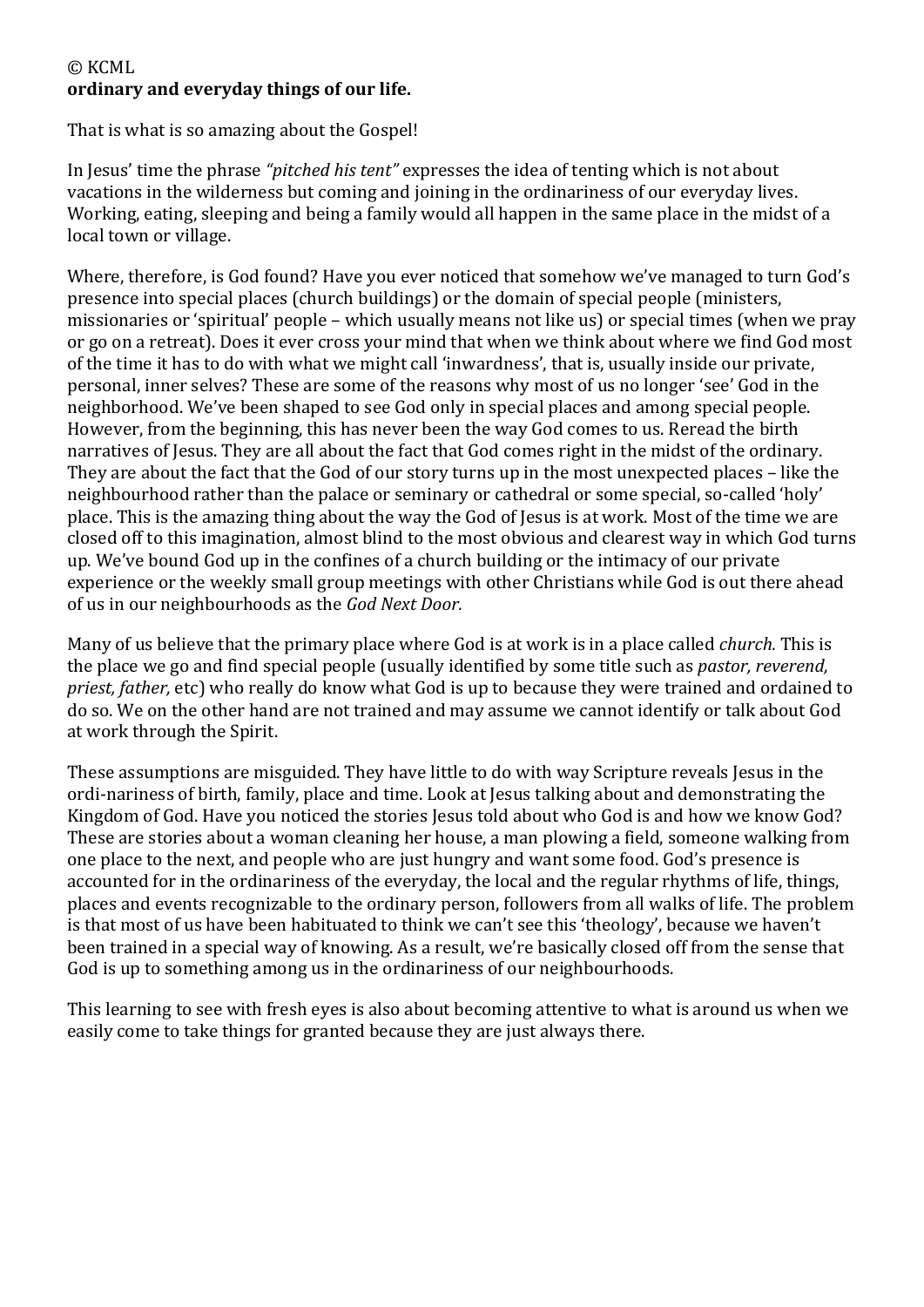© KCML
**ordinary and everyday things of our life.**

That is what is so amazing about the Gospel!

In Jesus' time the phrase *"pitched his tent"* expresses the idea of tenting which is not about vacations in the wilderness but coming and joining in the ordinariness of our everyday lives. Working, eating, sleeping and being a family would all happen in the same place in the midst of a local town or village.

Where, therefore, is God found? Have you ever noticed that somehow we've managed to turn God's presence into special places (church buildings) or the domain of special people (ministers, missionaries or 'spiritual' people – which usually means not like us) or special times (when we pray or go on a retreat). Does it ever cross your mind that when we think about where we find God most of the time it has to do with what we might call 'inwardness', that is, usually inside our private, personal, inner selves? These are some of the reasons why most of us no longer 'see' God in the neighborhood. We've been shaped to see God only in special places and among special people. However, from the beginning, this has never been the way God comes to us. Reread the birth narratives of Jesus. They are all about the fact that God comes right in the midst of the ordinary. They are about the fact that the God of our story turns up in the most unexpected places – like the neighbourhood rather than the palace or seminary or cathedral or some special, so-called 'holy' place. This is the amazing thing about the way the God of Jesus is at work. Most of the time we are closed off to this imagination, almost blind to the most obvious and clearest way in which God turns up. We've bound God up in the confines of a church building or the intimacy of our private experience or the weekly small group meetings with other Christians while God is out there ahead of us in our neighbourhoods as the *God Next Door.*

Many of us believe that the primary place where God is at work is in a place called *church.* This is the place we go and find special people (usually identified by some title such as *pastor, reverend, priest, father,* etc) who really do know what God is up to because they were trained and ordained to do so. We on the other hand are not trained and may assume we cannot identify or talk about God at work through the Spirit.

These assumptions are misguided. They have little to do with way Scripture reveals Jesus in the ordi-nariness of birth, family, place and time. Look at Jesus talking about and demonstrating the Kingdom of God. Have you noticed the stories Jesus told about who God is and how we know God? These are stories about a woman cleaning her house, a man plowing a field, someone walking from one place to the next, and people who are just hungry and want some food. God's presence is accounted for in the ordinariness of the everyday, the local and the regular rhythms of life, things, places and events recognizable to the ordinary person, followers from all walks of life. The problem is that most of us have been habituated to think we can't see this 'theology', because we haven't been trained in a special way of knowing. As a result, we're basically closed off from the sense that God is up to something among us in the ordinariness of our neighbourhoods.

This learning to see with fresh eyes is also about becoming attentive to what is around us when we easily come to take things for granted because they are just always there.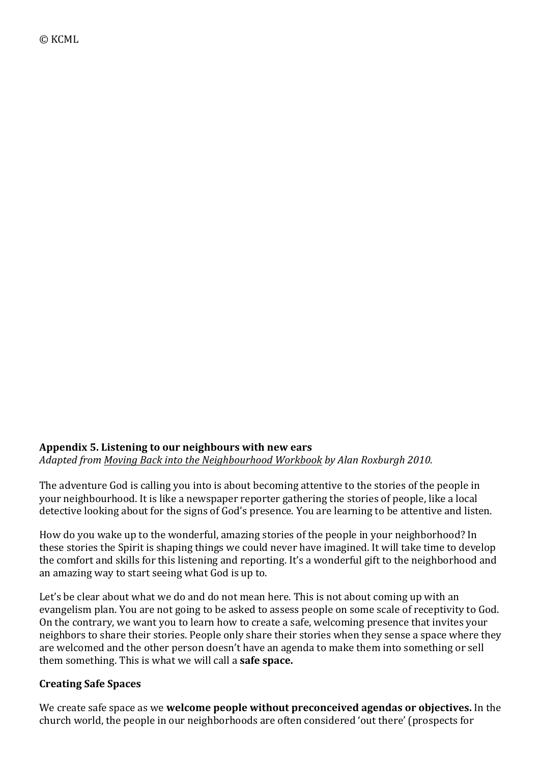© KCML

**Appendix 5. Listening to our neighbours with new ears**
*Adapted from Moving Back into the Neighbourhood Workbook by Alan Roxburgh 2010.*

The adventure God is calling you into is about becoming attentive to the stories of the people in your neighbourhood. It is like a newspaper reporter gathering the stories of people, like a local detective looking about for the signs of God's presence. You are learning to be attentive and listen.

How do you wake up to the wonderful, amazing stories of the people in your neighborhood? In these stories the Spirit is shaping things we could never have imagined. It will take time to develop the comfort and skills for this listening and reporting. It's a wonderful gift to the neighborhood and an amazing way to start seeing what God is up to.

Let's be clear about what we do and do not mean here. This is not about coming up with an evangelism plan. You are not going to be asked to assess people on some scale of receptivity to God. On the contrary, we want you to learn how to create a safe, welcoming presence that invites your neighbors to share their stories. People only share their stories when they sense a space where they are welcomed and the other person doesn't have an agenda to make them into something or sell them something. This is what we will call a **safe space.**

**Creating Safe Spaces**

We create safe space as we **welcome people without preconceived agendas or objectives.** In the church world, the people in our neighborhoods are often considered 'out there' (prospects for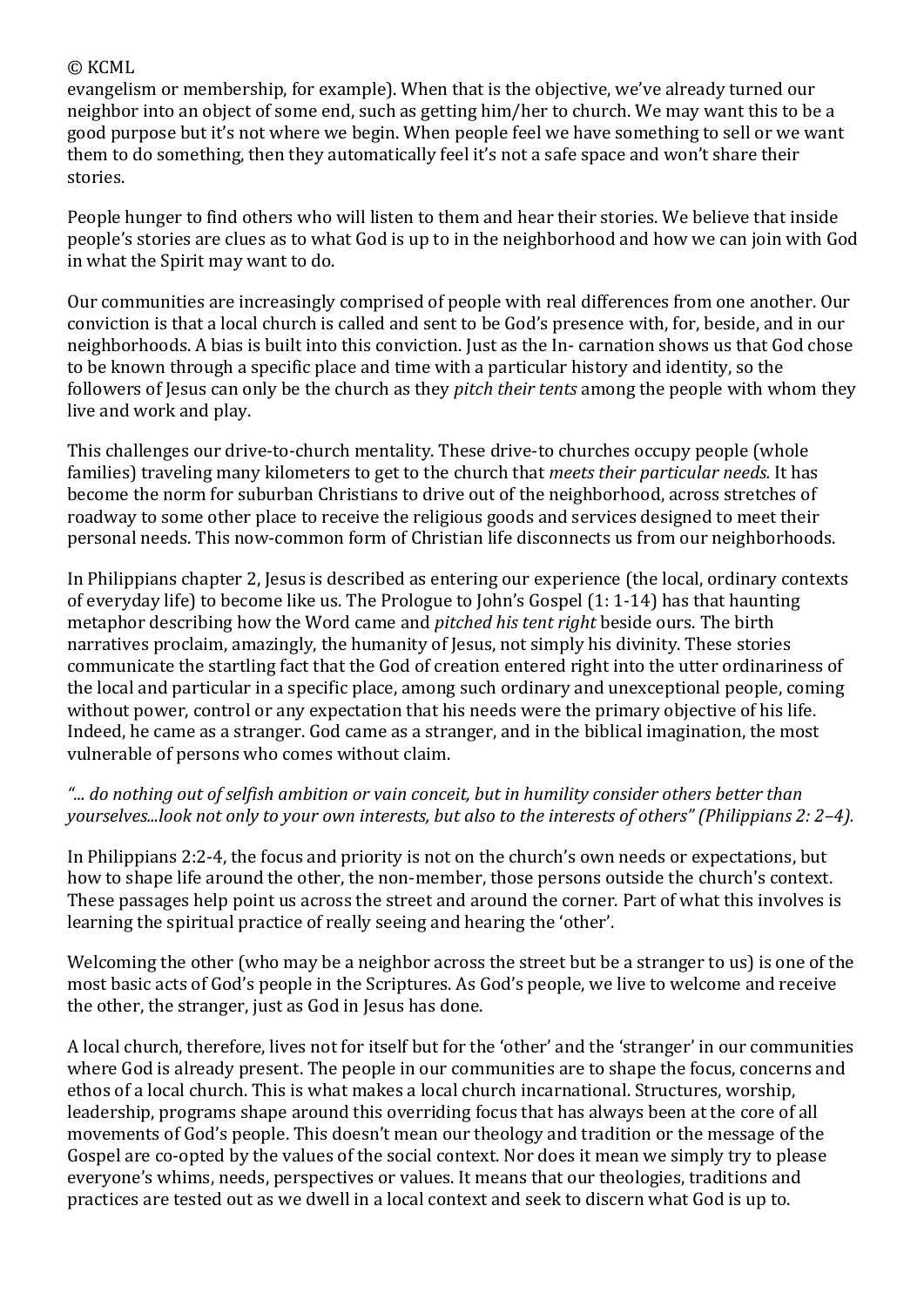evangelism or membership, for example). When that is the objective, we've already turned our neighbor into an object of some end, such as getting him/her to church. We may want this to be a good purpose but it's not where we begin. When people feel we have something to sell or we want them to do something, then they automatically feel it's not a safe space and won't share their stories.

People hunger to find others who will listen to them and hear their stories. We believe that inside people's stories are clues as to what God is up to in the neighborhood and how we can join with God in what the Spirit may want to do.

Our communities are increasingly comprised of people with real differences from one another. Our conviction is that a local church is called and sent to be God's presence with, for, beside, and in our neighborhoods. A bias is built into this conviction. Just as the In- carnation shows us that God chose to be known through a specific place and time with a particular history and identity, so the followers of Jesus can only be the church as they *pitch their tents* among the people with whom they live and work and play.

This challenges our drive-to-church mentality. These drive-to churches occupy people (whole families) traveling many kilometers to get to the church that *meets their particular needs.* It has become the norm for suburban Christians to drive out of the neighborhood, across stretches of roadway to some other place to receive the religious goods and services designed to meet their personal needs. This now-common form of Christian life disconnects us from our neighborhoods.

In Philippians chapter 2, Jesus is described as entering our experience (the local, ordinary contexts of everyday life) to become like us. The Prologue to John's Gospel (1: 1-14) has that haunting metaphor describing how the Word came and *pitched his tent right* beside ours. The birth narratives proclaim, amazingly, the humanity of Jesus, not simply his divinity. These stories communicate the startling fact that the God of creation entered right into the utter ordinariness of the local and particular in a specific place, among such ordinary and unexceptional people, coming without power, control or any expectation that his needs were the primary objective of his life. Indeed, he came as a stranger. God came as a stranger, and in the biblical imagination, the most vulnerable of persons who comes without claim.

*"... do nothing out of selfish ambition or vain conceit, but in humility consider others better than yourselves...look not only to your own interests, but also to the interests of others" (Philippians 2: 2–4).*

In Philippians 2:2-4, the focus and priority is not on the church's own needs or expectations, but how to shape life around the other, the non-member, those persons outside the church's context. These passages help point us across the street and around the corner. Part of what this involves is learning the spiritual practice of really seeing and hearing the 'other'.

Welcoming the other (who may be a neighbor across the street but be a stranger to us) is one of the most basic acts of God's people in the Scriptures. As God's people, we live to welcome and receive the other, the stranger, just as God in Jesus has done.

A local church, therefore, lives not for itself but for the 'other' and the 'stranger' in our communities where God is already present. The people in our communities are to shape the focus, concerns and ethos of a local church. This is what makes a local church incarnational. Structures, worship, leadership, programs shape around this overriding focus that has always been at the core of all movements of God's people. This doesn't mean our theology and tradition or the message of the Gospel are co-opted by the values of the social context. Nor does it mean we simply try to please everyone's whims, needs, perspectives or values. It means that our theologies, traditions and practices are tested out as we dwell in a local context and seek to discern what God is up to.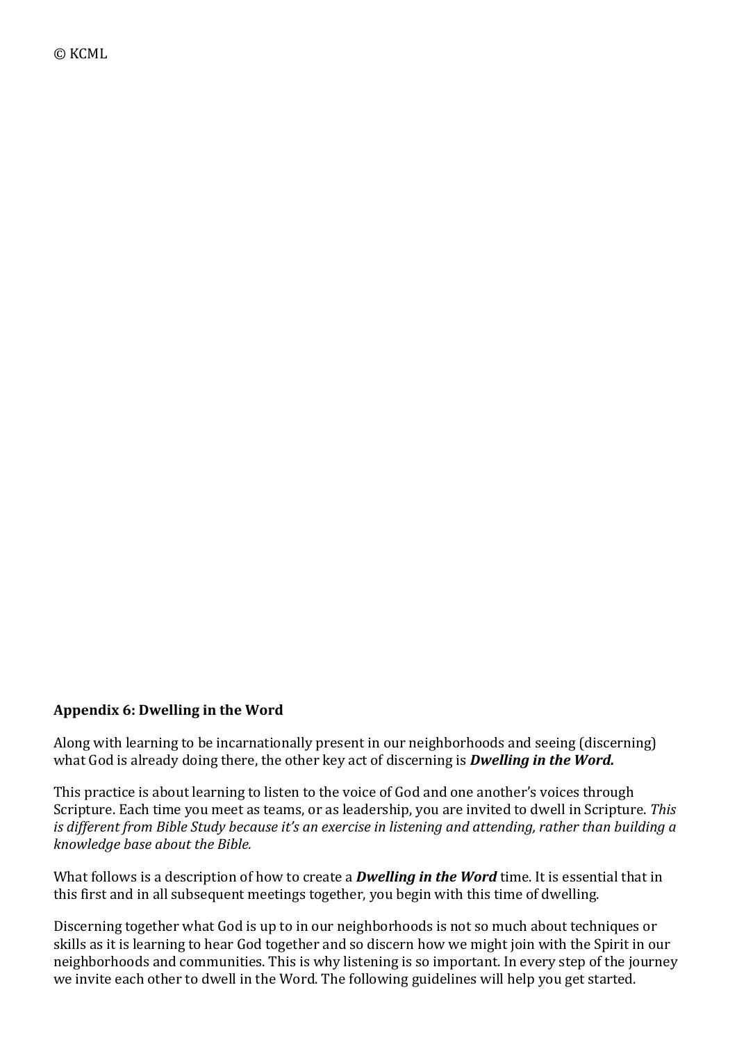© KCML

## Appendix 6: Dwelling in the Word

Along with learning to be incarnationally present in our neighborhoods and seeing (discerning) what God is already doing there, the other key act of discerning is ***Dwelling in the Word.***

This practice is about learning to listen to the voice of God and one another's voices through Scripture. Each time you meet as teams, or as leadership, you are invited to dwell in Scripture. *This is different from Bible Study because it's an exercise in listening and attending, rather than building a knowledge base about the Bible.*

What follows is a description of how to create a ***Dwelling in the Word*** time. It is essential that in this first and in all subsequent meetings together, you begin with this time of dwelling.

Discerning together what God is up to in our neighborhoods is not so much about techniques or skills as it is learning to hear God together and so discern how we might join with the Spirit in our neighborhoods and communities. This is why listening is so important. In every step of the journey we invite each other to dwell in the Word. The following guidelines will help you get started.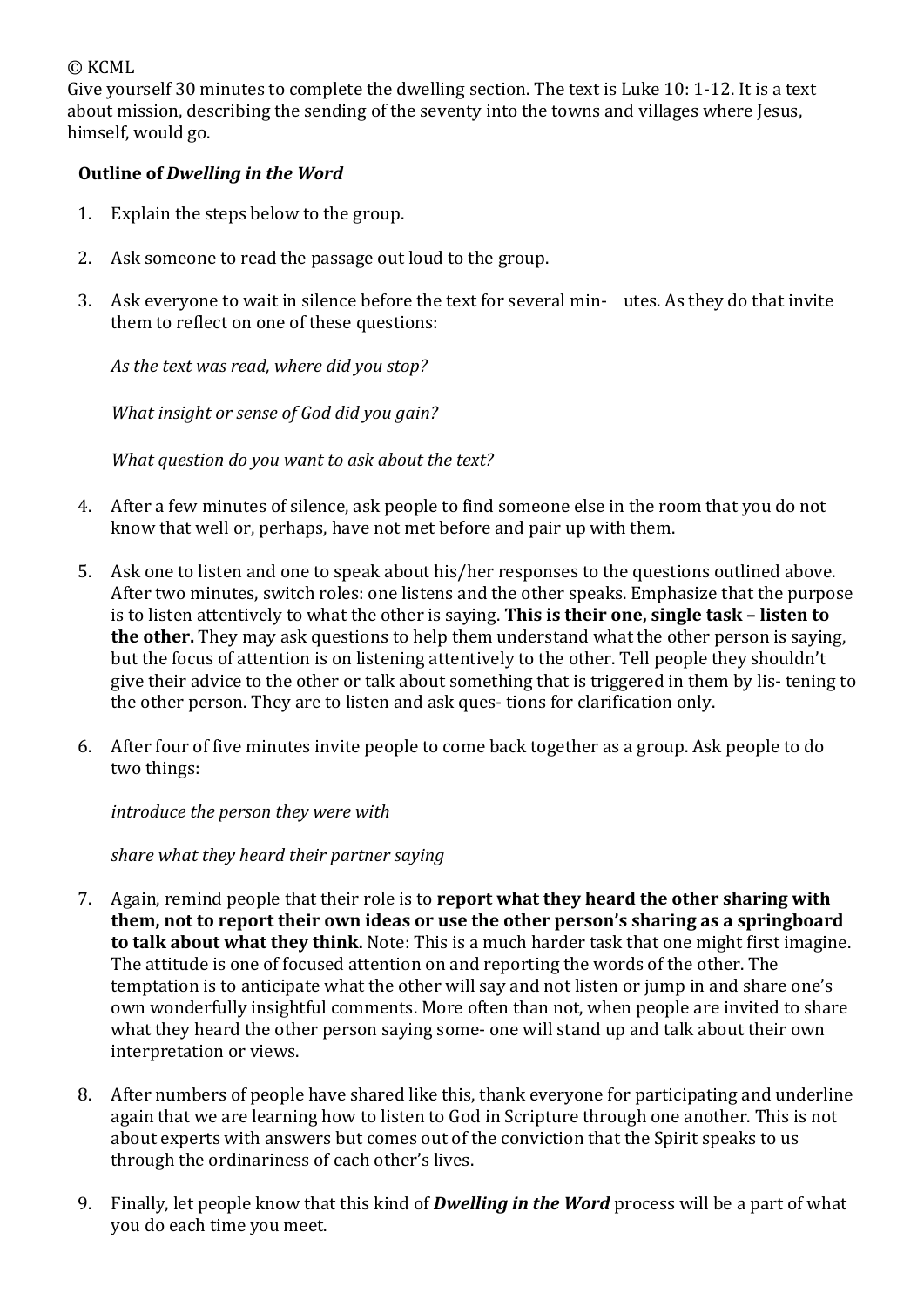© KCML

Give yourself 30 minutes to complete the dwelling section. The text is Luke 10: 1-12. It is a text about mission, describing the sending of the seventy into the towns and villages where Jesus, himself, would go.

**Outline of *Dwelling in the Word***

1. Explain the steps below to the group.

2. Ask someone to read the passage out loud to the group.

3. Ask everyone to wait in silence before the text for several min- utes. As they do that invite them to reflect on one of these questions:

   *As the text was read, where did you stop?*

   *What insight or sense of God did you gain?*

   *What question do you want to ask about the text?*

4. After a few minutes of silence, ask people to find someone else in the room that you do not know that well or, perhaps, have not met before and pair up with them.

5. Ask one to listen and one to speak about his/her responses to the questions outlined above. After two minutes, switch roles: one listens and the other speaks. Emphasize that the purpose is to listen attentively to what the other is saying. **This is their one, single task – listen to the other.** They may ask questions to help them understand what the other person is saying, but the focus of attention is on listening attentively to the other. Tell people they shouldn't give their advice to the other or talk about something that is triggered in them by lis- tening to the other person. They are to listen and ask ques- tions for clarification only.

6. After four of five minutes invite people to come back together as a group. Ask people to do two things:

   *introduce the person they were with*

   *share what they heard their partner saying*

7. Again, remind people that their role is to **report what they heard the other sharing with them, not to report their own ideas or use the other person's sharing as a springboard to talk about what they think.** Note: This is a much harder task that one might first imagine. The attitude is one of focused attention on and reporting the words of the other. The temptation is to anticipate what the other will say and not listen or jump in and share one's own wonderfully insightful comments. More often than not, when people are invited to share what they heard the other person saying some- one will stand up and talk about their own interpretation or views.

8. After numbers of people have shared like this, thank everyone for participating and underline again that we are learning how to listen to God in Scripture through one another. This is not about experts with answers but comes out of the conviction that the Spirit speaks to us through the ordinariness of each other's lives.

9. Finally, let people know that this kind of ***Dwelling in the Word*** process will be a part of what you do each time you meet.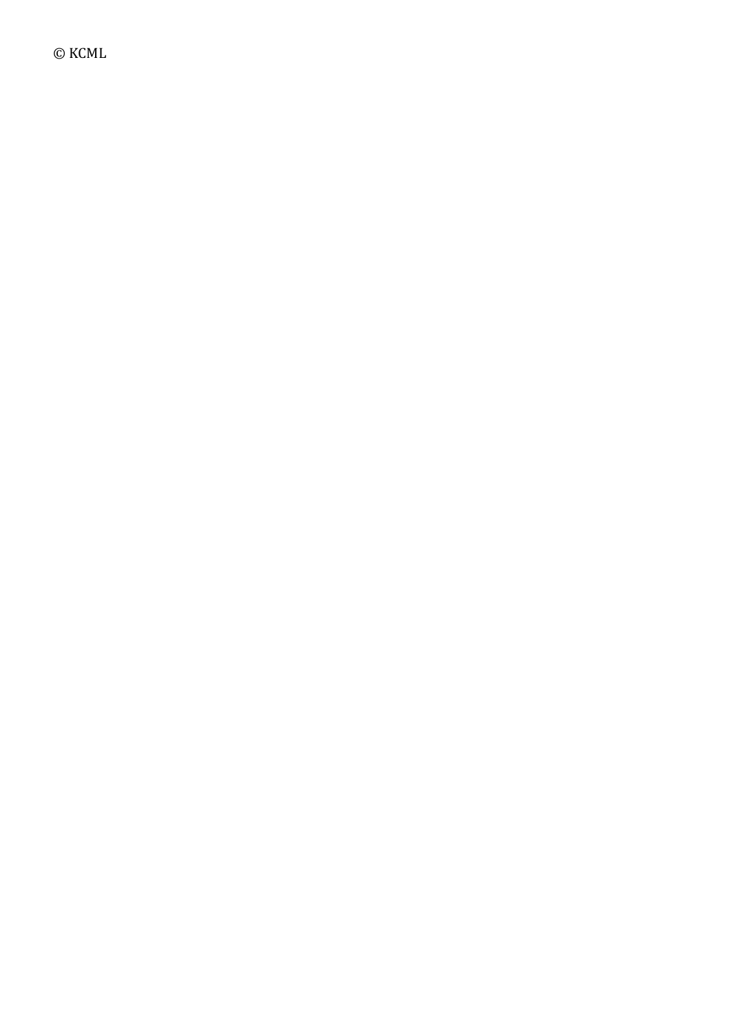© KCML